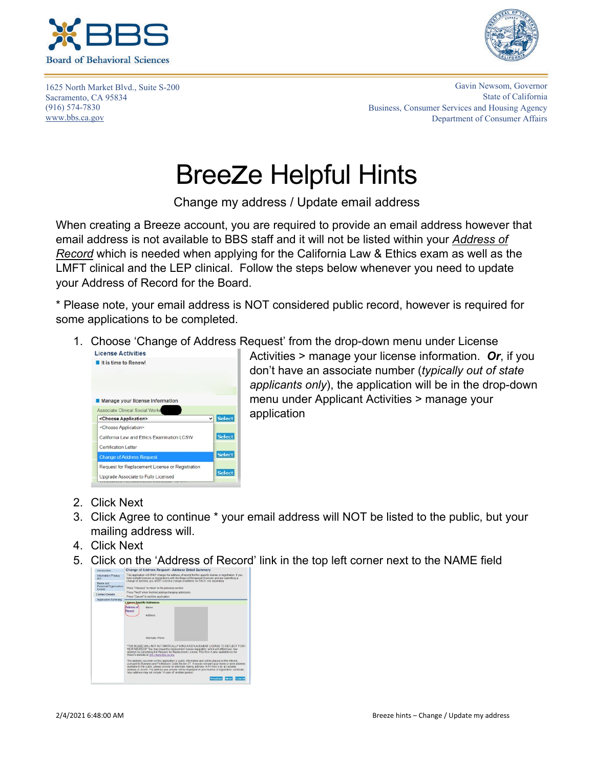BBS
Board of Behavioral Sciences

1625 North Market Blvd., Suite S-200
Sacramento, CA 95834
(916) 574-7830
www.bbs.ca.gov

Gavin Newsom, Governor
State of California
Business, Consumer Services and Housing Agency
Department of Consumer Affairs

# BreeZe Helpful Hints

Change my address / Update email address

When creating a Breeze account, you are required to provide an email address however that email address is not available to BBS staff and it will not be listed within your *Address of Record* which is needed when applying for the California Law & Ethics exam as well as the LMFT clinical and the LEP clinical. Follow the steps below whenever you need to update your Address of Record for the Board.

* Please note, your email address is NOT considered public record, however is required for some applications to be completed.

1. Choose 'Change of Address Request' from the drop-down menu under License Activities > manage your license information. ***Or***, if you don't have an associate number (*typically out of state applicants only*), the application will be in the drop-down menu under Applicant Activities > manage your application
2. Click Next
3. Click Agree to continue * your email address will NOT be listed to the public, but your mailing address will.
4. Click Next
5. Click on the 'Address of Record' link in the top left corner next to the NAME field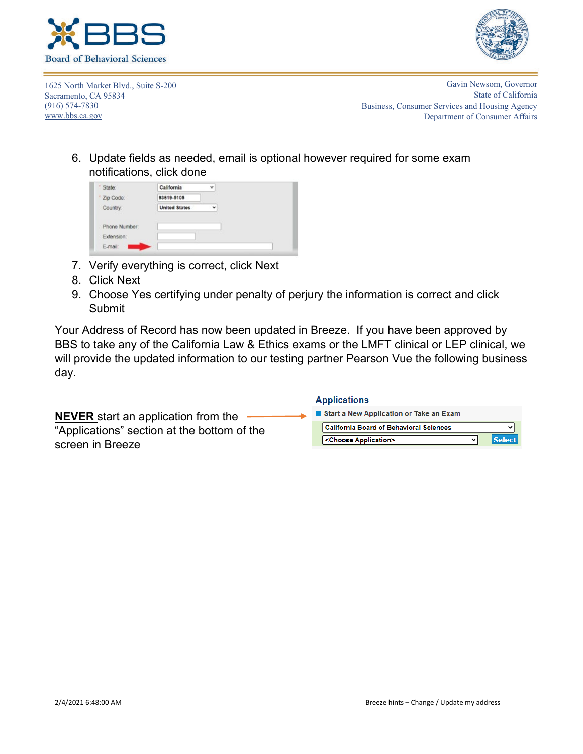**BBS**
**Board of Behavioral Sciences**

1625 North Market Blvd., Suite S-200
Sacramento, CA 95834
(916) 574-7830
www.bbs.ca.gov

Gavin Newsom, Governor
State of California
Business, Consumer Services and Housing Agency
Department of Consumer Affairs

6. Update fields as needed, email is optional however required for some exam notifications, click done

7. Verify everything is correct, click Next
8. Click Next
9. Choose Yes certifying under penalty of perjury the information is correct and click Submit

Your Address of Record has now been updated in Breeze. If you have been approved by BBS to take any of the California Law & Ethics exams or the LMFT clinical or LEP clinical, we will provide the updated information to our testing partner Pearson Vue the following business day.

**NEVER** start an application from the "Applications" section at the bottom of the screen in Breeze

2/4/2021 6:48:00 AM

Breeze hints – Change / Update my address